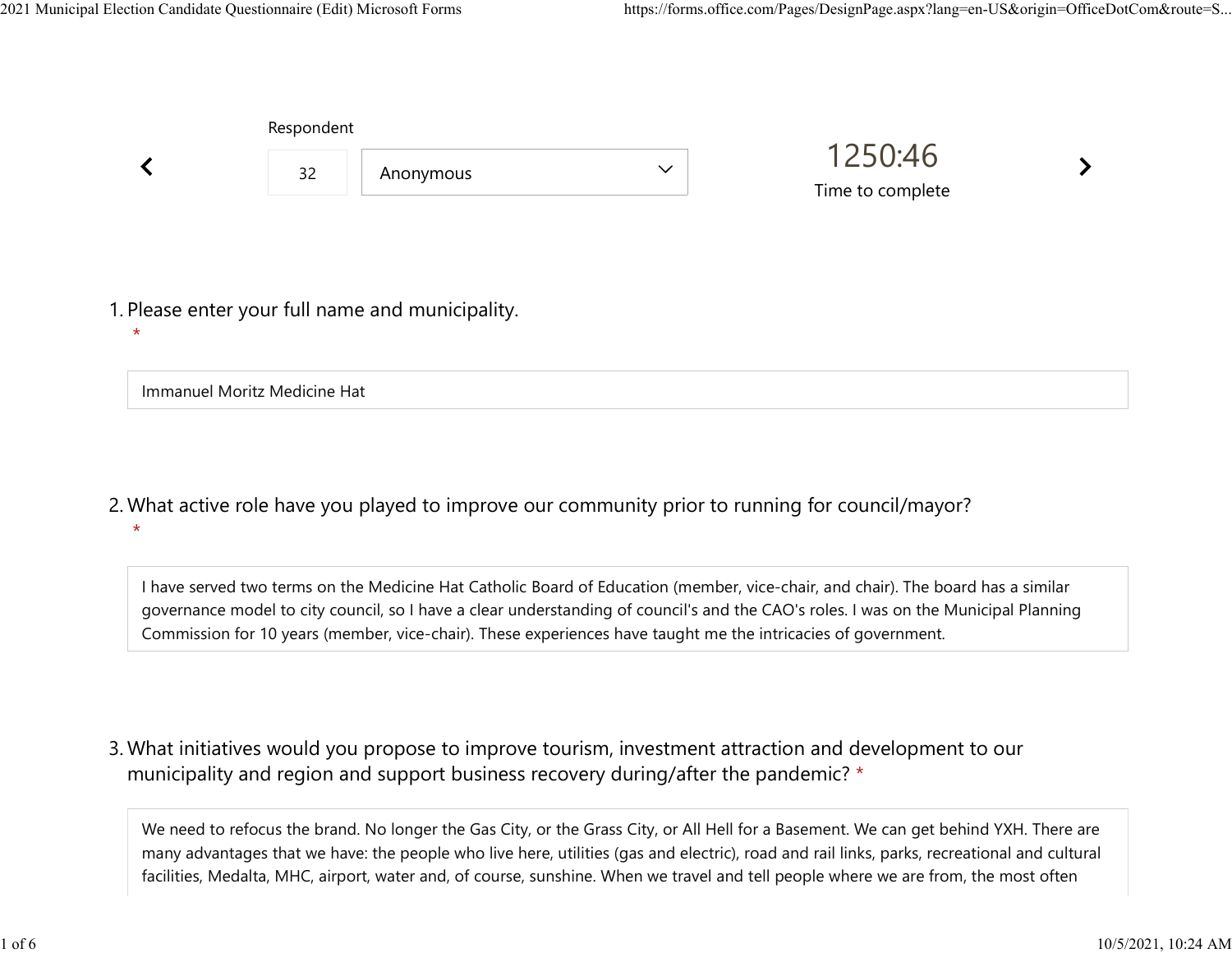Respondent

32

Anonymous

1250:46

Time to complete

1. Please enter your full name and municipality. *

Immanuel Moritz Medicine Hat

2. What active role have you played to improve our community prior to running for council/mayor? *

I have served two terms on the Medicine Hat Catholic Board of Education (member, vice-chair, and chair). The board has a similar governance model to city council, so I have a clear understanding of council's and the CAO's roles. I was on the Municipal Planning Commission for 10 years (member, vice-chair). These experiences have taught me the intricacies of government.

3. What initiatives would you propose to improve tourism, investment attraction and development to our municipality and region and support business recovery during/after the pandemic? *

We need to refocus the brand. No longer the Gas City, or the Grass City, or All Hell for a Basement. We can get behind YXH. There are many advantages that we have: the people who live here, utilities (gas and electric), road and rail links, parks, recreational and cultural facilities, Medalta, MHC, airport, water and, of course, sunshine. When we travel and tell people where we are from, the most often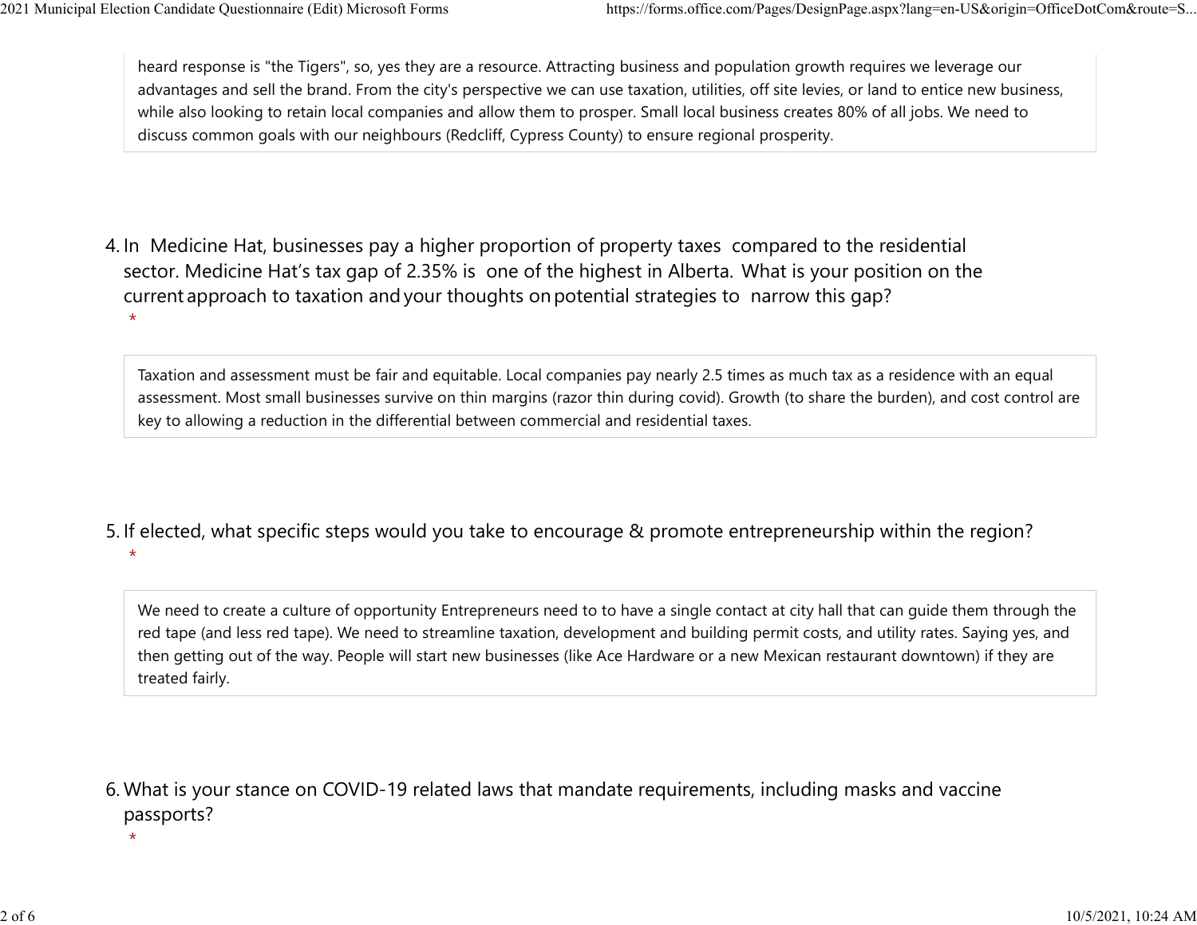heard response is "the Tigers", so, yes they are a resource. Attracting business and population growth requires we leverage our advantages and sell the brand. From the city's perspective we can use taxation, utilities, off site levies, or land to entice new business, while also looking to retain local companies and allow them to prosper. Small local business creates 80% of all jobs. We need to discuss common goals with our neighbours (Redcliff, Cypress County) to ensure regional prosperity.

4. In Medicine Hat, businesses pay a higher proportion of property taxes compared to the residential sector. Medicine Hat’s tax gap of 2.35% is one of the highest in Alberta. What is your position on the current approach to taxation and your thoughts on potential strategies to narrow this gap?
   *

Taxation and assessment must be fair and equitable. Local companies pay nearly 2.5 times as much tax as a residence with an equal assessment. Most small businesses survive on thin margins (razor thin during covid). Growth (to share the burden), and cost control are key to allowing a reduction in the differential between commercial and residential taxes.

5. If elected, what specific steps would you take to encourage & promote entrepreneurship within the region?
   *

We need to create a culture of opportunity Entrepreneurs need to to have a single contact at city hall that can guide them through the red tape (and less red tape). We need to streamline taxation, development and building permit costs, and utility rates. Saying yes, and then getting out of the way. People will start new businesses (like Ace Hardware or a new Mexican restaurant downtown) if they are treated fairly.

6. What is your stance on COVID-19 related laws that mandate requirements, including masks and vaccine passports?
   *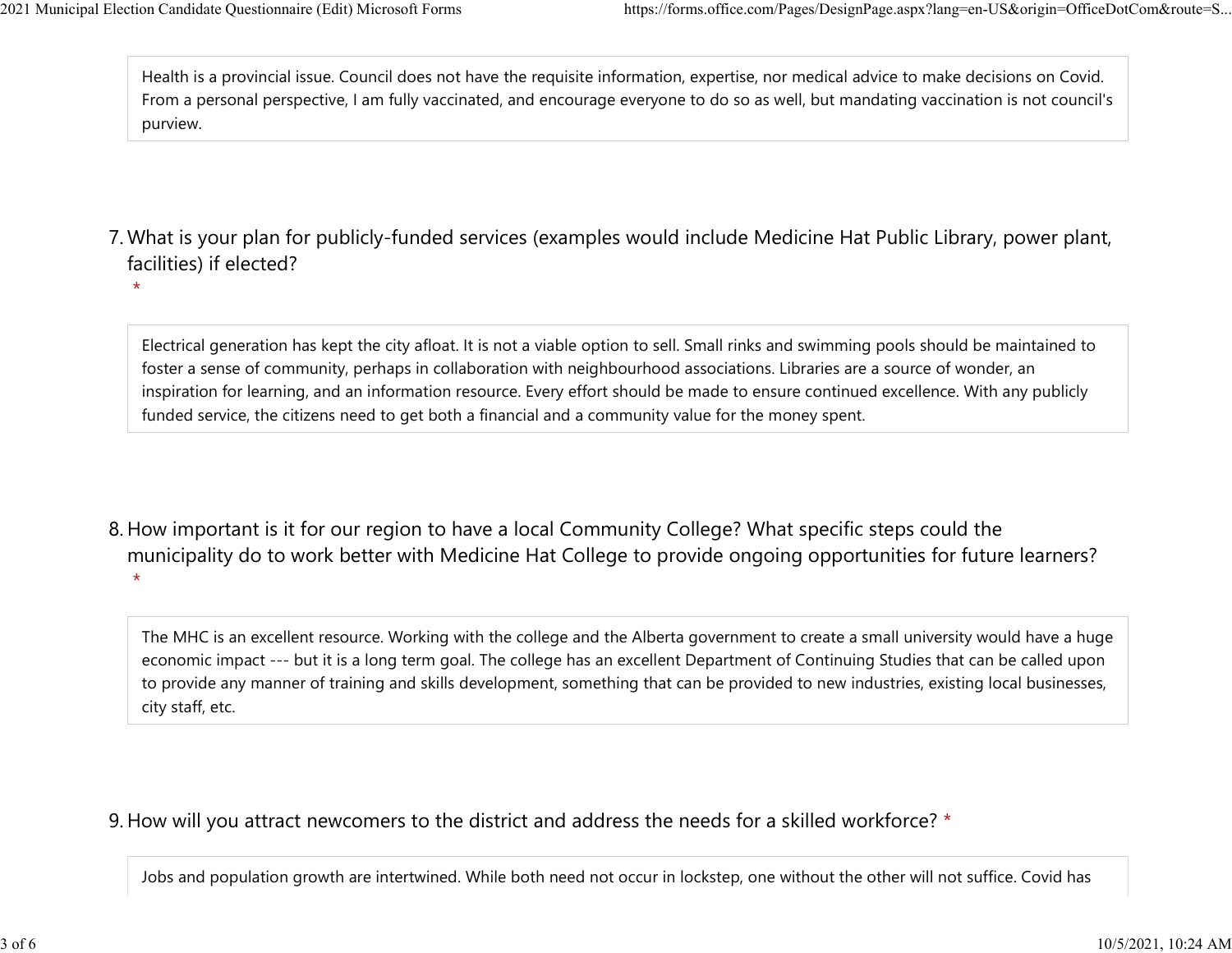Health is a provincial issue. Council does not have the requisite information, expertise, nor medical advice to make decisions on Covid. From a personal perspective, I am fully vaccinated, and encourage everyone to do so as well, but mandating vaccination is not council's purview.

7. What is your plan for publicly-funded services (examples would include Medicine Hat Public Library, power plant, facilities) if elected? *

Electrical generation has kept the city afloat. It is not a viable option to sell. Small rinks and swimming pools should be maintained to foster a sense of community, perhaps in collaboration with neighbourhood associations. Libraries are a source of wonder, an inspiration for learning, and an information resource. Every effort should be made to ensure continued excellence. With any publicly funded service, the citizens need to get both a financial and a community value for the money spent.

8. How important is it for our region to have a local Community College? What specific steps could the municipality do to work better with Medicine Hat College to provide ongoing opportunities for future learners? *

The MHC is an excellent resource. Working with the college and the Alberta government to create a small university would have a huge economic impact --- but it is a long term goal. The college has an excellent Department of Continuing Studies that can be called upon to provide any manner of training and skills development, something that can be provided to new industries, existing local businesses, city staff, etc.

9. How will you attract newcomers to the district and address the needs for a skilled workforce? *

Jobs and population growth are intertwined. While both need not occur in lockstep, one without the other will not suffice. Covid has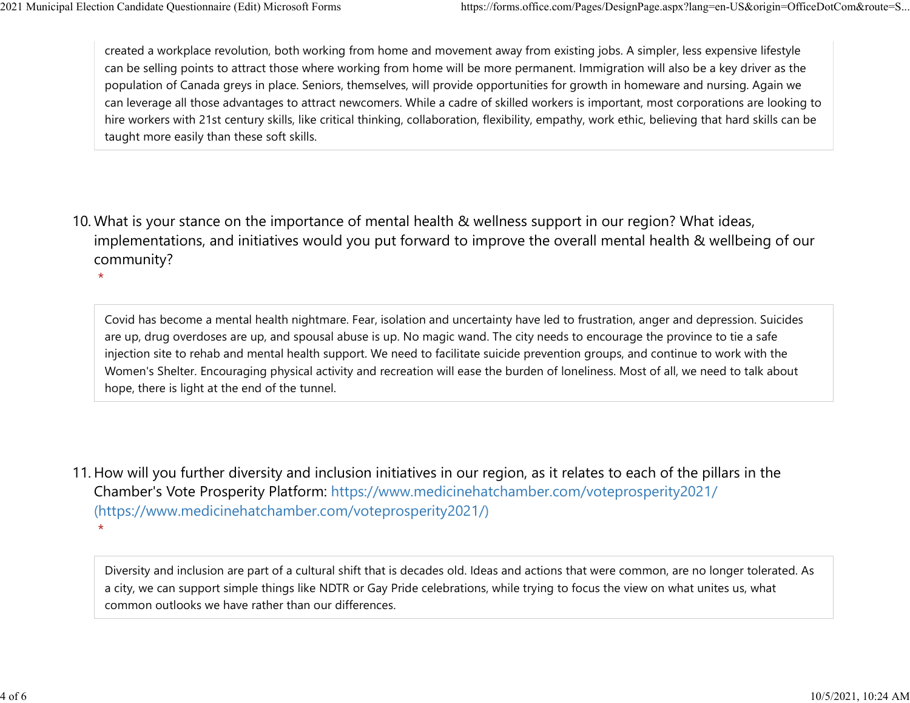created a workplace revolution, both working from home and movement away from existing jobs. A simpler, less expensive lifestyle can be selling points to attract those where working from home will be more permanent. Immigration will also be a key driver as the population of Canada greys in place. Seniors, themselves, will provide opportunities for growth in homeware and nursing. Again we can leverage all those advantages to attract newcomers. While a cadre of skilled workers is important, most corporations are looking to hire workers with 21st century skills, like critical thinking, collaboration, flexibility, empathy, work ethic, believing that hard skills can be taught more easily than these soft skills.

10. What is your stance on the importance of mental health & wellness support in our region? What ideas, implementations, and initiatives would you put forward to improve the overall mental health & wellbeing of our community?
 *

Covid has become a mental health nightmare. Fear, isolation and uncertainty have led to frustration, anger and depression. Suicides are up, drug overdoses are up, and spousal abuse is up. No magic wand. The city needs to encourage the province to tie a safe injection site to rehab and mental health support. We need to facilitate suicide prevention groups, and continue to work with the Women's Shelter. Encouraging physical activity and recreation will ease the burden of loneliness. Most of all, we need to talk about hope, there is light at the end of the tunnel.

11. How will you further diversity and inclusion initiatives in our region, as it relates to each of the pillars in the Chamber's Vote Prosperity Platform: https://www.medicinehatchamber.com/voteprosperity2021/ (https://www.medicinehatchamber.com/voteprosperity2021/)
 *

Diversity and inclusion are part of a cultural shift that is decades old. Ideas and actions that were common, are no longer tolerated. As a city, we can support simple things like NDTR or Gay Pride celebrations, while trying to focus the view on what unites us, what common outlooks we have rather than our differences.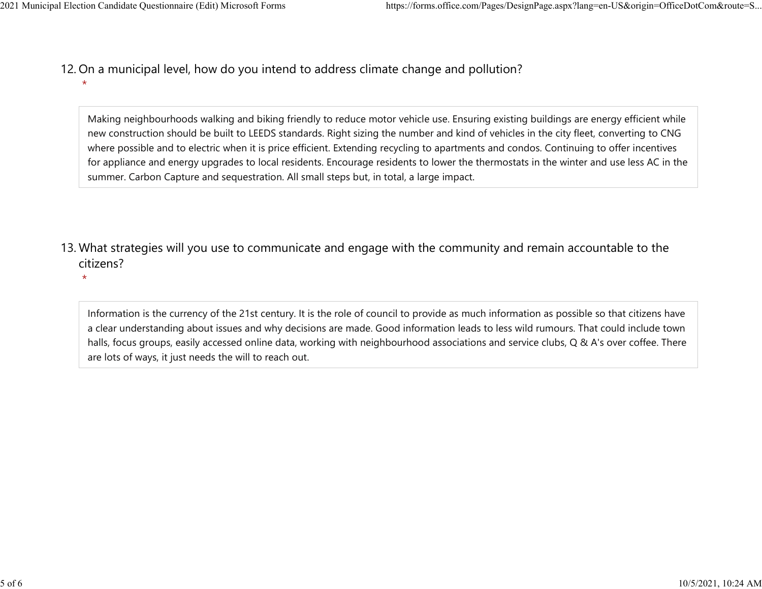12. On a municipal level, how do you intend to address climate change and pollution?
 *

Making neighbourhoods walking and biking friendly to reduce motor vehicle use. Ensuring existing buildings are energy efficient while new construction should be built to LEEDS standards. Right sizing the number and kind of vehicles in the city fleet, converting to CNG where possible and to electric when it is price efficient. Extending recycling to apartments and condos. Continuing to offer incentives for appliance and energy upgrades to local residents. Encourage residents to lower the thermostats in the winter and use less AC in the summer. Carbon Capture and sequestration. All small steps but, in total, a large impact.

13. What strategies will you use to communicate and engage with the community and remain accountable to the citizens?
 *

Information is the currency of the 21st century. It is the role of council to provide as much information as possible so that citizens have a clear understanding about issues and why decisions are made. Good information leads to less wild rumours. That could include town halls, focus groups, easily accessed online data, working with neighbourhood associations and service clubs, Q & A's over coffee. There are lots of ways, it just needs the will to reach out.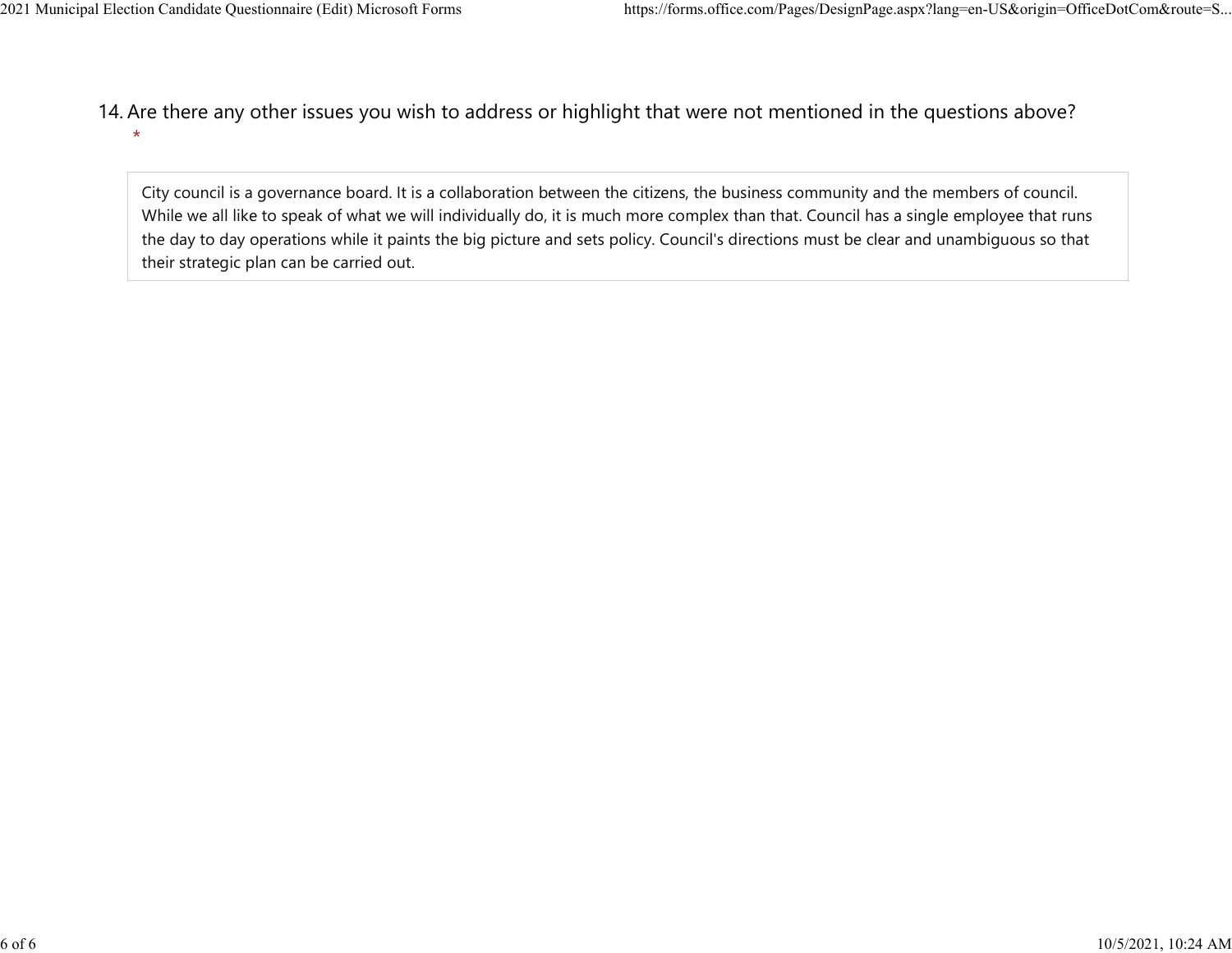14. Are there any other issues you wish to address or highlight that were not mentioned in the questions above?
*

City council is a governance board. It is a collaboration between the citizens, the business community and the members of council. While we all like to speak of what we will individually do, it is much more complex than that. Council has a single employee that runs the day to day operations while it paints the big picture and sets policy. Council's directions must be clear and unambiguous so that their strategic plan can be carried out.